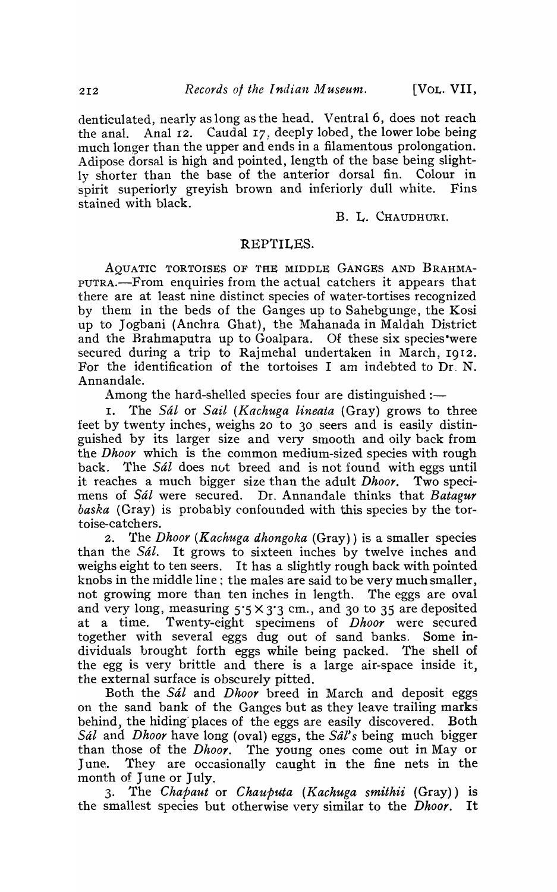denticulated, nearly as long as the head. Ventral 6, does not reach the anal. Anal 12. Caudal 17, deeply lobed, the lower lobe being much longer than the upper and ends in a filamentous prolongation. Adipose dorsal is high and pointed, length of the base being slightly shorter than the base of the anterior dorsal fin. Colour in spirit superiorly greyish brown and inferiorly dull white. Fins stained with black.

B. L. CHAUDHURI.

## REPTILES.

AQUATIC TORTOISES OF THE MIDDLE GANGES AND BRAHMAPUTRA.—From enquiries from the actual catchers it appears that there are at least nine distinct species of water-tortises recognized by them in the beds of the Ganges up to Sahebgunge, the Kosi up to Jogbani (Anchra Ghat), the Mahanada in Maldah District and the Brahmaputra up to Goalpara. Of these six species were secured during a trip to Rajmehal undertaken in March, 1912. For the identification of the tortoises I am indebted to Dr. N. Annandale.

Among the hard-shelled species four are distinguished :—

1. The *Sál* or *Sail* (*Kachuga lineata* (Gray) grows to three feet by twenty inches, weighs 20 to 30 seers and is easily distinguished by its larger size and very smooth and oily back from the *Dhoor* which is the common medium-sized species with rough back. The *Sál* does not breed and is not found with eggs until it reaches a much bigger size than the adult *Dhoor*. Two specimens of *Sál* were secured. Dr. Annandale thinks that *Batagur baska* (Gray) is probably confounded with this species by the tortoise-catchers.

2. The *Dhoor* (*Kachuga dhongoka* (Gray)) is a smaller species than the *Sál*. It grows to sixteen inches by twelve inches and weighs eight to ten seers. It has a slightly rough back with pointed knobs in the middle line ; the males are said to be very much smaller, not growing more than ten inches in length. The eggs are oval and very long, measuring $5{\cdot}5 \times 3{\cdot}3$ cm., and 30 to 35 are deposited at a time. Twenty-eight specimens of *Dhoor* were secured together with several eggs dug out of sand banks. Some individuals brought forth eggs while being packed. The shell of the egg is very brittle and there is a large air-space inside it, the external surface is obscurely pitted.

Both the *Sál* and *Dhoor* breed in March and deposit eggs on the sand bank of the Ganges but as they leave trailing marks behind, the hiding places of the eggs are easily discovered. Both *Sál* and *Dhoor* have long (oval) eggs, the *Sál's* being much bigger than those of the *Dhoor*. The young ones come out in May or June. They are occasionally caught in the fine nets in the month of June or July.

3. The *Chapaut* or *Chauputa* (*Kachuga smithii* (Gray)) is the smallest species but otherwise very similar to the *Dhoor*. It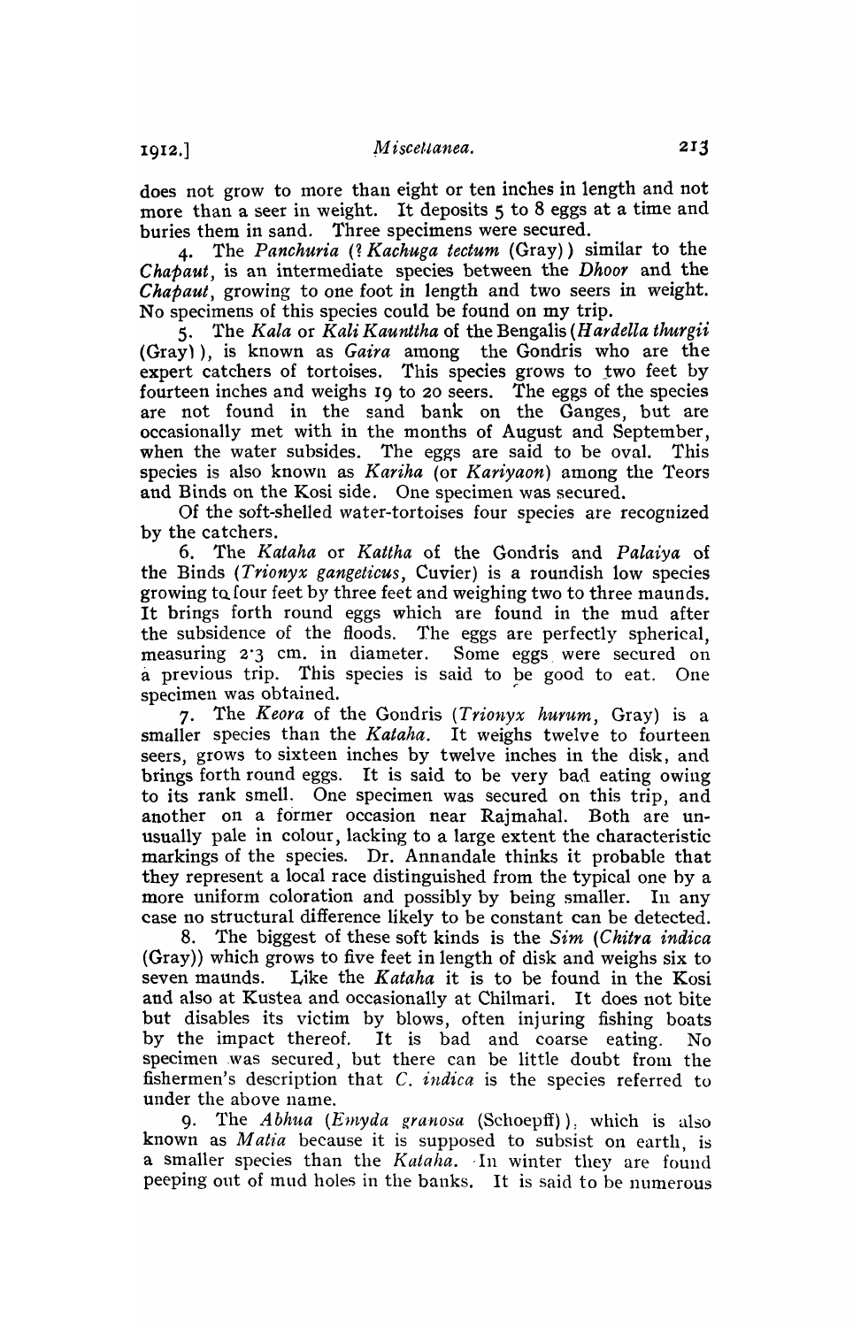does not grow to more than eight or ten inches in length and not more than a seer in weight. It deposits 5 to 8 eggs at a time and buries them in sand. Three specimens were secured.

4. The *Panchuria* (? *Kachuga tectum* (Gray)) similar to the *Chapaut*, is an intermediate species between the *Dhoor* and the *Chapaut*, growing to one foot in length and two seers in weight. No specimens of this species could be found on my trip.

5. The *Kala* or *Kali Kaunttha* of the Bengalis (*Hardella thurgii* (Gray)), is known as *Gaira* among the Gondris who are the expert catchers of tortoises. This species grows to two feet by fourteen inches and weighs 19 to 20 seers. The eggs of the species are not found in the sand bank on the Ganges, but are occasionally met with in the months of August and September, when the water subsides. The eggs are said to be oval. This species is also known as *Kariha* (or *Kariyaon*) among the Teors and Binds on the Kosi side. One specimen was secured.

Of the soft-shelled water-tortoises four species are recognized by the catchers.

6. The *Kataha* or *Kattha* of the Gondris and *Palaiya* of the Binds (*Trionyx gangeticus*, Cuvier) is a roundish low species growing to four feet by three feet and weighing two to three maunds. It brings forth round eggs which are found in the mud after the subsidence of the floods. The eggs are perfectly spherical, measuring 2·3 cm. in diameter. Some eggs were secured on a previous trip. This species is said to be good to eat. One specimen was obtained.

7. The *Keora* of the Gondris (*Trionyx hurum*, Gray) is a smaller species than the *Kataha*. It weighs twelve to fourteen seers, grows to sixteen inches by twelve inches in the disk, and brings forth round eggs. It is said to be very bad eating owing to its rank smell. One specimen was secured on this trip, and another on a former occasion near Rajmahal. Both are unusually pale in colour, lacking to a large extent the characteristic markings of the species. Dr. Annandale thinks it probable that they represent a local race distinguished from the typical one by a more uniform coloration and possibly by being smaller. In any case no structural difference likely to be constant can be detected.

8. The biggest of these soft kinds is the *Sim* (*Chitra indica* (Gray)) which grows to five feet in length of disk and weighs six to seven maunds. Like the *Kataha* it is to be found in the Kosi and also at Kustea and occasionally at Chilmari. It does not bite but disables its victim by blows, often injuring fishing boats by the impact thereof. It is bad and coarse eating. No specimen was secured, but there can be little doubt from the fishermen's description that *C. indica* is the species referred to under the above name.

9. The *Abhua* (*Emyda granosa* (Schoepff)), which is also known as *Matia* because it is supposed to subsist on earth, is a smaller species than the *Kataha*. In winter they are found peeping out of mud holes in the banks. It is said to be numerous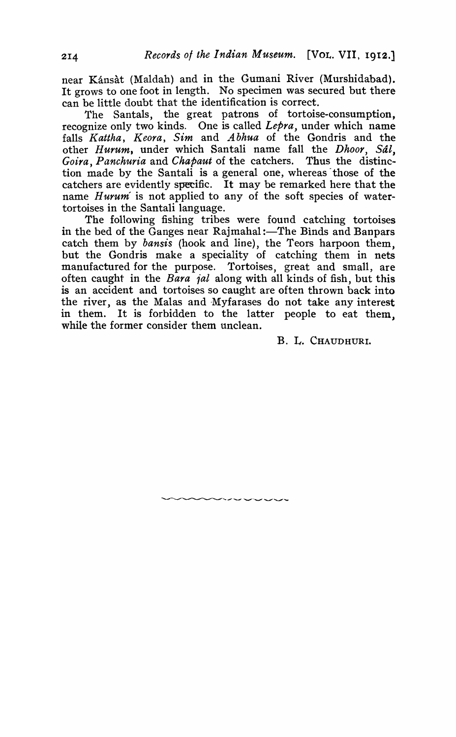near Kánsàt (Maldah) and in the Gumani River (Murshidabad). It grows to one foot in length. No specimen was secured but there can be little doubt that the identification is correct.

The Santals, the great patrons of tortoise-consumption, recognize only two kinds. One is called *Lepra*, under which name falls *Kattha*, *Keora*, *Sim* and *Abhua* of the Gondris and the other *Hurum*, under which Santali name fall the *Dhoor*, *Sál*, *Goira*, *Panchuria* and *Chapaut* of the catchers. Thus the distinction made by the Santali is a general one, whereas those of the catchers are evidently specific. It may be remarked here that the name *Hurum* is not applied to any of the soft species of water-tortoises in the Santali language.

The following fishing tribes were found catching tortoises in the bed of the Ganges near Rajmahal:—The Binds and Banpars catch them by *bansis* (hook and line), the Teors harpoon them, but the Gondris make a speciality of catching them in nets manufactured for the purpose. Tortoises, great and small, are often caught in the *Bara jal* along with all kinds of fish, but this is an accident and tortoises so caught are often thrown back into the river, as the Malas and Myfarases do not take any interest in them. It is forbidden to the latter people to eat them, while the former consider them unclean.

B. L. CHAUDHURI.